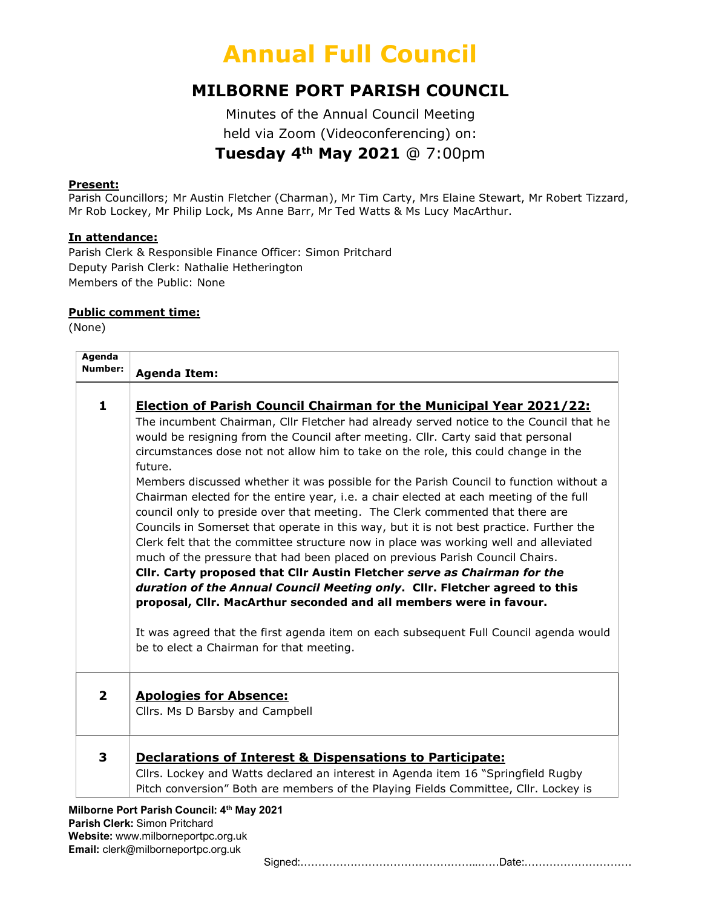# Annual Full Council

## MILBORNE PORT PARISH COUNCIL

Minutes of the Annual Council Meeting
held via Zoom (Videoconferencing) on:

**Tuesday 4th May 2021** @ 7:00pm

**Present:**
Parish Councillors; Mr Austin Fletcher (Charman), Mr Tim Carty, Mrs Elaine Stewart, Mr Robert Tizzard, Mr Rob Lockey, Mr Philip Lock, Ms Anne Barr, Mr Ted Watts & Ms Lucy MacArthur.

**In attendance:**
Parish Clerk & Responsible Finance Officer: Simon Pritchard
Deputy Parish Clerk: Nathalie Hetherington
Members of the Public: None

**Public comment time:**
(None)

| Agenda Number: | Agenda Item: |
|---|---|
| 1 | **Election of Parish Council Chairman for the Municipal Year 2021/22:** The incumbent Chairman, Cllr Fletcher had already served notice to the Council that he would be resigning from the Council after meeting. Cllr. Carty said that personal circumstances dose not not allow him to take on the role, this could change in the future. Members discussed whether it was possible for the Parish Council to function without a Chairman elected for the entire year, i.e. a chair elected at each meeting of the full council only to preside over that meeting. The Clerk commented that there are Councils in Somerset that operate in this way, but it is not best practice. Further the Clerk felt that the committee structure now in place was working well and alleviated much of the pressure that had been placed on previous Parish Council Chairs. **Cllr. Carty proposed that Cllr Austin Fletcher *serve as Chairman for the duration of the Annual Council Meeting only*. Cllr. Fletcher agreed to this proposal, Cllr. MacArthur seconded and all members were in favour.** It was agreed that the first agenda item on each subsequent Full Council agenda would be to elect a Chairman for that meeting. |
| 2 | **Apologies for Absence:** Cllrs. Ms D Barsby and Campbell |
| 3 | **Declarations of Interest & Dispensations to Participate:** Cllrs. Lockey and Watts declared an interest in Agenda item 16 "Springfield Rugby Pitch conversion" Both are members of the Playing Fields Committee, Cllr. Lockey is |

Signed:……………………………………………..……Date:…………………………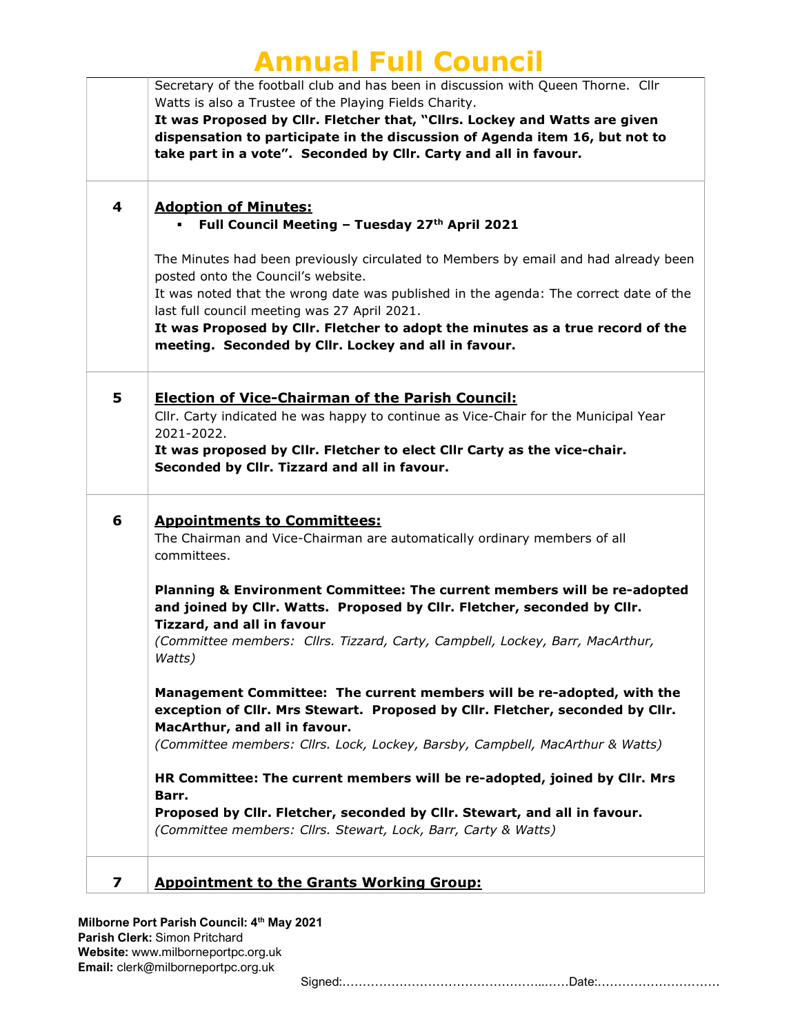| | |
|---|---|
| | Secretary of the football club and has been in discussion with Queen Thorne. Cllr Watts is also a Trustee of the Playing Fields Charity.<br>**It was Proposed by Cllr. Fletcher that, "Cllrs. Lockey and Watts are given dispensation to participate in the discussion of Agenda item 16, but not to take part in a vote". Seconded by Cllr. Carty and all in favour.** |
| **4** | <u>**Adoption of Minutes:**</u><br>▪ **Full Council Meeting – Tuesday 27th April 2021**<br><br>The Minutes had been previously circulated to Members by email and had already been posted onto the Council's website.<br>It was noted that the wrong date was published in the agenda: The correct date of the last full council meeting was 27 April 2021.<br>**It was Proposed by Cllr. Fletcher to adopt the minutes as a true record of the meeting. Seconded by Cllr. Lockey and all in favour.** |
| **5** | <u>**Election of Vice-Chairman of the Parish Council:**</u><br>Cllr. Carty indicated he was happy to continue as Vice-Chair for the Municipal Year 2021-2022.<br>**It was proposed by Cllr. Fletcher to elect Cllr Carty as the vice-chair. Seconded by Cllr. Tizzard and all in favour.** |
| **6** | <u>**Appointments to Committees:**</u><br>The Chairman and Vice-Chairman are automatically ordinary members of all committees.<br><br>**Planning & Environment Committee: The current members will be re-adopted and joined by Cllr. Watts. Proposed by Cllr. Fletcher, seconded by Cllr. Tizzard, and all in favour**<br>*(Committee members: Cllrs. Tizzard, Carty, Campbell, Lockey, Barr, MacArthur, Watts)*<br><br>**Management Committee: The current members will be re-adopted, with the exception of Cllr. Mrs Stewart. Proposed by Cllr. Fletcher, seconded by Cllr. MacArthur, and all in favour.**<br>*(Committee members: Cllrs. Lock, Lockey, Barsby, Campbell, MacArthur & Watts)*<br><br>**HR Committee: The current members will be re-adopted, joined by Cllr. Mrs Barr.**<br>**Proposed by Cllr. Fletcher, seconded by Cllr. Stewart, and all in favour.**<br>*(Committee members: Cllrs. Stewart, Lock, Barr, Carty & Watts)* |
| **7** | <u>**Appointment to the Grants Working Group:**</u> |

**Milborne Port Parish Council:** 4th May 2021
**Parish Clerk:** Simon Pritchard
**Website:** www.milborneportpc.org.uk
**Email:** clerk@milborneportpc.org.uk

Signed:…………………………………………...……Date:…………………………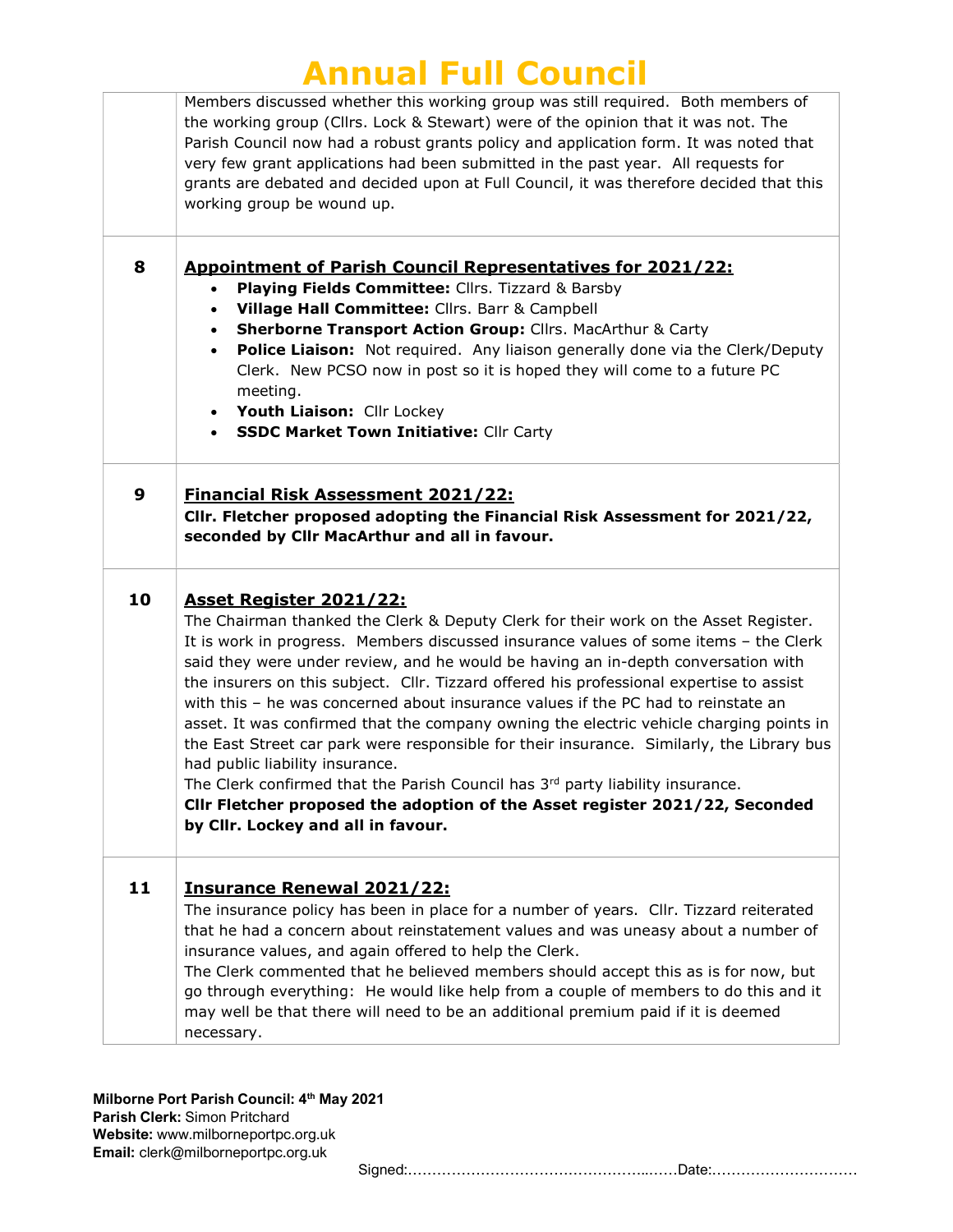| | |
|---|---|
| | Members discussed whether this working group was still required. Both members of the working group (Cllrs. Lock & Stewart) were of the opinion that it was not. The Parish Council now had a robust grants policy and application form. It was noted that very few grant applications had been submitted in the past year. All requests for grants are debated and decided upon at Full Council, it was therefore decided that this working group be wound up. |
| **8** | **<u>Appointment of Parish Council Representatives for 2021/22:</u>**<br>• **Playing Fields Committee:** Cllrs. Tizzard & Barsby<br>• **Village Hall Committee:** Cllrs. Barr & Campbell<br>• **Sherborne Transport Action Group:** Cllrs. MacArthur & Carty<br>• **Police Liaison:** Not required. Any liaison generally done via the Clerk/Deputy Clerk. New PCSO now in post so it is hoped they will come to a future PC meeting.<br>• **Youth Liaison:** Cllr Lockey<br>• **SSDC Market Town Initiative:** Cllr Carty |
| **9** | **<u>Financial Risk Assessment 2021/22:</u>**<br>**Cllr. Fletcher proposed adopting the Financial Risk Assessment for 2021/22, seconded by Cllr MacArthur and all in favour.** |
| **10** | **<u>Asset Register 2021/22:</u>**<br>The Chairman thanked the Clerk & Deputy Clerk for their work on the Asset Register. It is work in progress. Members discussed insurance values of some items – the Clerk said they were under review, and he would be having an in-depth conversation with the insurers on this subject. Cllr. Tizzard offered his professional expertise to assist with this – he was concerned about insurance values if the PC had to reinstate an asset. It was confirmed that the company owning the electric vehicle charging points in the East Street car park were responsible for their insurance. Similarly, the Library bus had public liability insurance.<br>The Clerk confirmed that the Parish Council has 3rd party liability insurance.<br>**Cllr Fletcher proposed the adoption of the Asset register 2021/22, Seconded by Cllr. Lockey and all in favour.** |
| **11** | **<u>Insurance Renewal 2021/22:</u>**<br>The insurance policy has been in place for a number of years. Cllr. Tizzard reiterated that he had a concern about reinstatement values and was uneasy about a number of insurance values, and again offered to help the Clerk.<br>The Clerk commented that he believed members should accept this as is for now, but go through everything: He would like help from a couple of members to do this and it may well be that there will need to be an additional premium paid if it is deemed necessary. |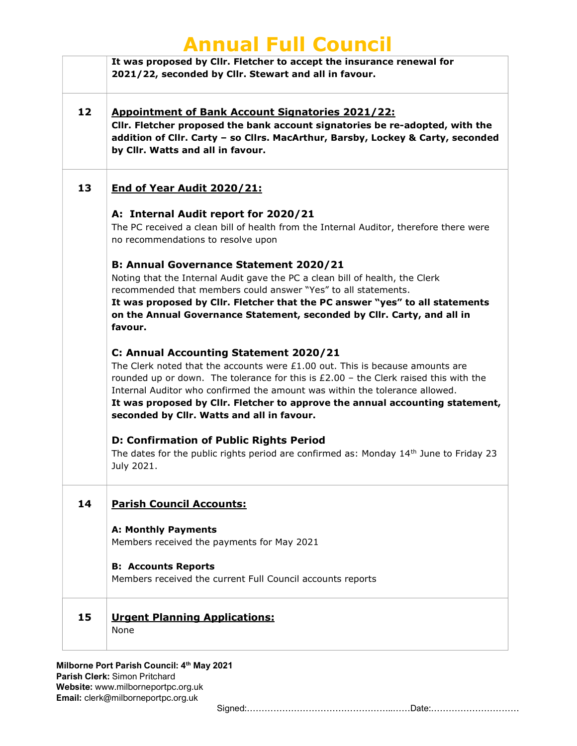| | |
|---|---|
| | **It was proposed by Cllr. Fletcher to accept the insurance renewal for 2021/22, seconded by Cllr. Stewart and all in favour.** |
| **12** | **Appointment of Bank Account Signatories 2021/22:**<br>**Cllr. Fletcher proposed the bank account signatories be re-adopted, with the addition of Cllr. Carty – so Cllrs. MacArthur, Barsby, Lockey & Carty, seconded by Cllr. Watts and all in favour.** |
| **13** | **End of Year Audit 2020/21:**<br><br>**A: Internal Audit report for 2020/21**<br>The PC received a clean bill of health from the Internal Auditor, therefore there were no recommendations to resolve upon<br><br>**B: Annual Governance Statement 2020/21**<br>Noting that the Internal Audit gave the PC a clean bill of health, the Clerk recommended that members could answer "Yes" to all statements.<br>**It was proposed by Cllr. Fletcher that the PC answer "yes" to all statements on the Annual Governance Statement, seconded by Cllr. Carty, and all in favour.**<br><br>**C: Annual Accounting Statement 2020/21**<br>The Clerk noted that the accounts were £1.00 out. This is because amounts are rounded up or down. The tolerance for this is £2.00 – the Clerk raised this with the Internal Auditor who confirmed the amount was within the tolerance allowed.<br>**It was proposed by Cllr. Fletcher to approve the annual accounting statement, seconded by Cllr. Watts and all in favour.**<br><br>**D: Confirmation of Public Rights Period**<br>The dates for the public rights period are confirmed as: Monday 14th June to Friday 23 July 2021. |
| **14** | **Parish Council Accounts:**<br><br>**A: Monthly Payments**<br>Members received the payments for May 2021<br><br>**B: Accounts Reports**<br>Members received the current Full Council accounts reports |
| **15** | **Urgent Planning Applications:**<br>None |

Signed:……………………………………………..……Date:…………………………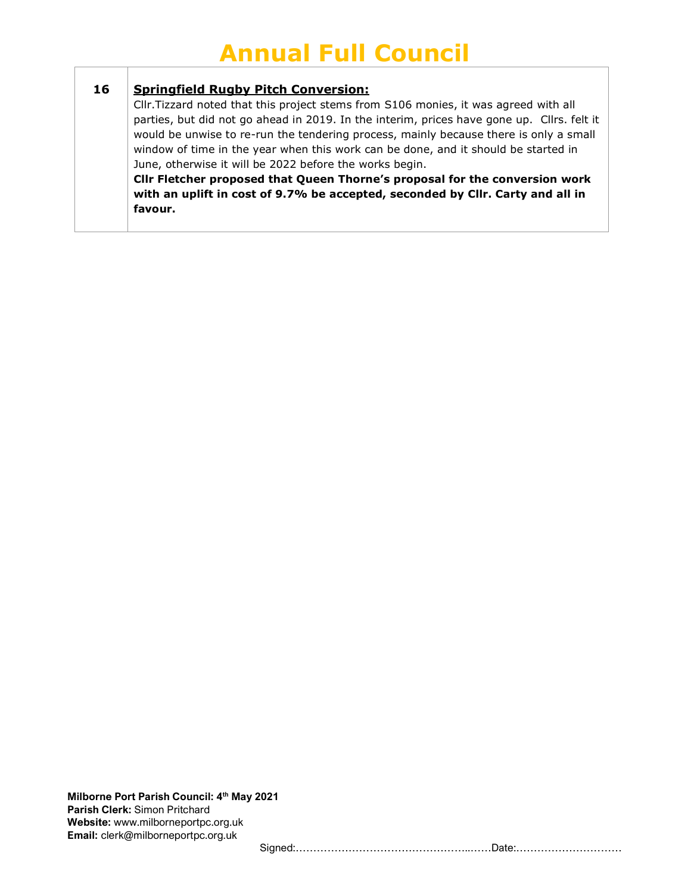| | |
|---|---|
| **16** | <u>**Springfield Rugby Pitch Conversion:**</u><br>Cllr.Tizzard noted that this project stems from S106 monies, it was agreed with all parties, but did not go ahead in 2019. In the interim, prices have gone up. Cllrs. felt it would be unwise to re-run the tendering process, mainly because there is only a small window of time in the year when this work can be done, and it should be started in June, otherwise it will be 2022 before the works begin.<br>**Cllr Fletcher proposed that Queen Thorne's proposal for the conversion work with an uplift in cost of 9.7% be accepted, seconded by Cllr. Carty and all in favour.** |

**Milborne Port Parish Council: 4th May 2021**
**Parish Clerk:** Simon Pritchard
**Website:** www.milborneportpc.org.uk
**Email:** clerk@milborneportpc.org.uk

Signed:……………………………………………...……Date:…………………………